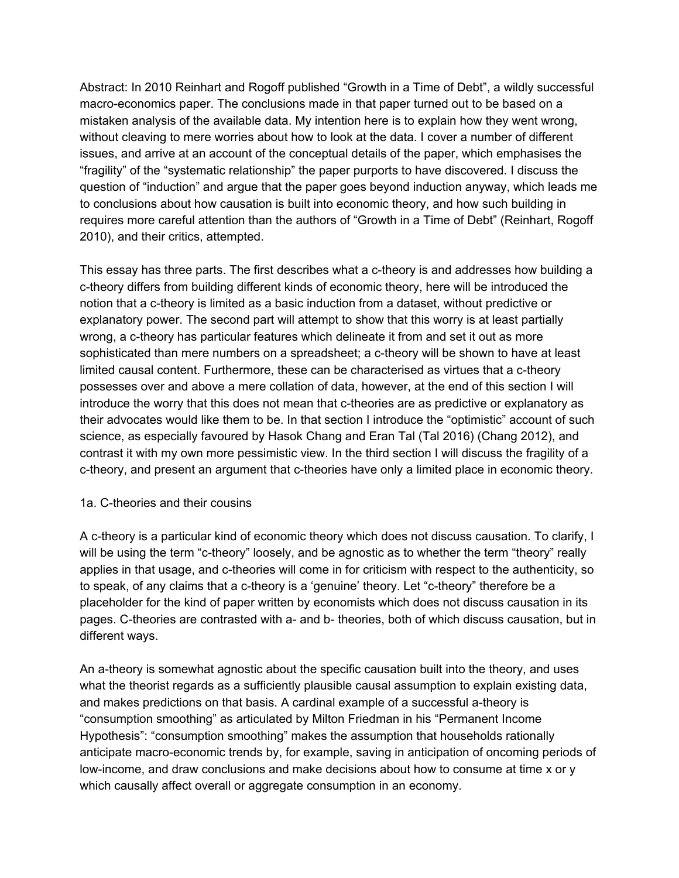Abstract: In 2010 Reinhart and Rogoff published “Growth in a Time of Debt”, a wildly successful macro-economics paper. The conclusions made in that paper turned out to be based on a mistaken analysis of the available data. My intention here is to explain how they went wrong, without cleaving to mere worries about how to look at the data. I cover a number of different issues, and arrive at an account of the conceptual details of the paper, which emphasises the “fragility” of the “systematic relationship” the paper purports to have discovered. I discuss the question of “induction” and argue that the paper goes beyond induction anyway, which leads me to conclusions about how causation is built into economic theory, and how such building in requires more careful attention than the authors of “Growth in a Time of Debt” (Reinhart, Rogoff 2010), and their critics, attempted.

This essay has three parts. The first describes what a c-theory is and addresses how building a c-theory differs from building different kinds of economic theory, here will be introduced the notion that a c-theory is limited as a basic induction from a dataset, without predictive or explanatory power. The second part will attempt to show that this worry is at least partially wrong, a c-theory has particular features which delineate it from and set it out as more sophisticated than mere numbers on a spreadsheet; a c-theory will be shown to have at least limited causal content. Furthermore, these can be characterised as virtues that a c-theory possesses over and above a mere collation of data, however, at the end of this section I will introduce the worry that this does not mean that c-theories are as predictive or explanatory as their advocates would like them to be. In that section I introduce the “optimistic” account of such science, as especially favoured by Hasok Chang and Eran Tal (Tal 2016) (Chang 2012), and contrast it with my own more pessimistic view. In the third section I will discuss the fragility of a c-theory, and present an argument that c-theories have only a limited place in economic theory.

## 1a. C-theories and their cousins

A c-theory is a particular kind of economic theory which does not discuss causation. To clarify, I will be using the term “c-theory” loosely, and be agnostic as to whether the term “theory” really applies in that usage, and c-theories will come in for criticism with respect to the authenticity, so to speak, of any claims that a c-theory is a ‘genuine’ theory. Let “c-theory” therefore be a placeholder for the kind of paper written by economists which does not discuss causation in its pages. C-theories are contrasted with a- and b- theories, both of which discuss causation, but in different ways.

An a-theory is somewhat agnostic about the specific causation built into the theory, and uses what the theorist regards as a sufficiently plausible causal assumption to explain existing data, and makes predictions on that basis. A cardinal example of a successful a-theory is “consumption smoothing” as articulated by Milton Friedman in his “Permanent Income Hypothesis”: “consumption smoothing” makes the assumption that households rationally anticipate macro-economic trends by, for example, saving in anticipation of oncoming periods of low-income, and draw conclusions and make decisions about how to consume at time x or y which causally affect overall or aggregate consumption in an economy.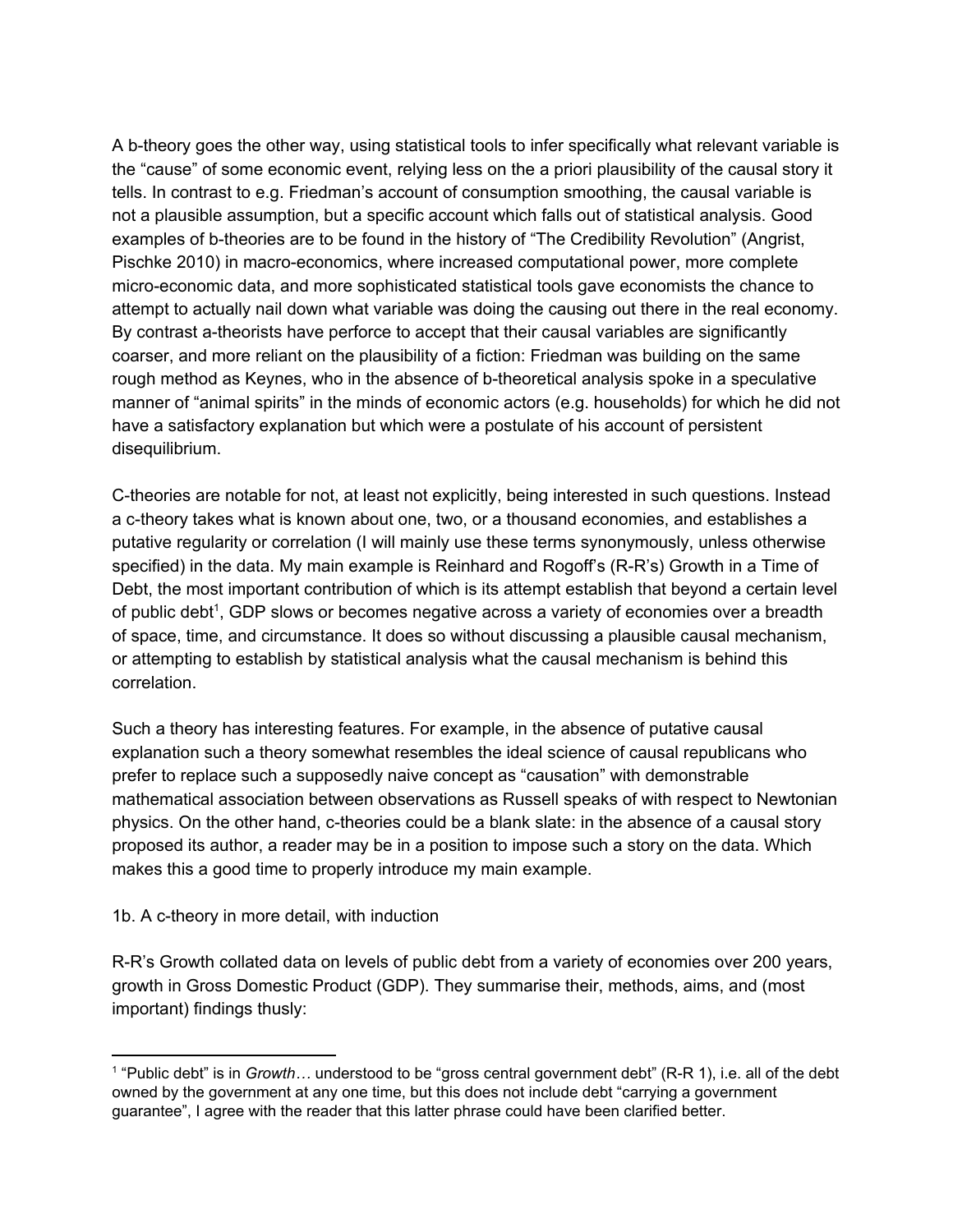A b-theory goes the other way, using statistical tools to infer specifically what relevant variable is the "cause" of some economic event, relying less on the a priori plausibility of the causal story it tells. In contrast to e.g. Friedman's account of consumption smoothing, the causal variable is not a plausible assumption, but a specific account which falls out of statistical analysis. Good examples of b-theories are to be found in the history of "The Credibility Revolution" (Angrist, Pischke 2010) in macro-economics, where increased computational power, more complete micro-economic data, and more sophisticated statistical tools gave economists the chance to attempt to actually nail down what variable was doing the causing out there in the real economy. By contrast a-theorists have perforce to accept that their causal variables are significantly coarser, and more reliant on the plausibility of a fiction: Friedman was building on the same rough method as Keynes, who in the absence of b-theoretical analysis spoke in a speculative manner of "animal spirits" in the minds of economic actors (e.g. households) for which he did not have a satisfactory explanation but which were a postulate of his account of persistent disequilibrium.

C-theories are notable for not, at least not explicitly, being interested in such questions. Instead a c-theory takes what is known about one, two, or a thousand economies, and establishes a putative regularity or correlation (I will mainly use these terms synonymously, unless otherwise specified) in the data. My main example is Reinhard and Rogoff's (R-R's) Growth in a Time of Debt, the most important contribution of which is its attempt establish that beyond a certain level of public debt[1], GDP slows or becomes negative across a variety of economies over a breadth of space, time, and circumstance. It does so without discussing a plausible causal mechanism, or attempting to establish by statistical analysis what the causal mechanism is behind this correlation.

Such a theory has interesting features. For example, in the absence of putative causal explanation such a theory somewhat resembles the ideal science of causal republicans who prefer to replace such a supposedly naive concept as "causation" with demonstrable mathematical association between observations as Russell speaks of with respect to Newtonian physics. On the other hand, c-theories could be a blank slate: in the absence of a causal story proposed its author, a reader may be in a position to impose such a story on the data. Which makes this a good time to properly introduce my main example.

1b. A c-theory in more detail, with induction

R-R's Growth collated data on levels of public debt from a variety of economies over 200 years, growth in Gross Domestic Product (GDP). They summarise their, methods, aims, and (most important) findings thusly:

[1] "Public debt" is in *Growth…* understood to be "gross central government debt" (R-R 1), i.e. all of the debt owned by the government at any one time, but this does not include debt "carrying a government guarantee", I agree with the reader that this latter phrase could have been clarified better.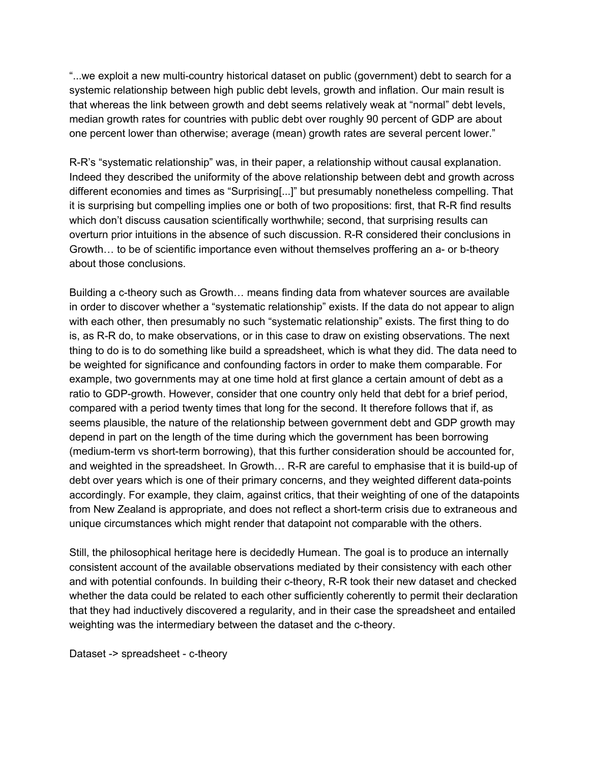"...we exploit a new multi-country historical dataset on public (government) debt to search for a systemic relationship between high public debt levels, growth and inflation. Our main result is that whereas the link between growth and debt seems relatively weak at "normal" debt levels, median growth rates for countries with public debt over roughly 90 percent of GDP are about one percent lower than otherwise; average (mean) growth rates are several percent lower."

R-R's "systematic relationship" was, in their paper, a relationship without causal explanation. Indeed they described the uniformity of the above relationship between debt and growth across different economies and times as "Surprising[...]" but presumably nonetheless compelling. That it is surprising but compelling implies one or both of two propositions: first, that R-R find results which don't discuss causation scientifically worthwhile; second, that surprising results can overturn prior intuitions in the absence of such discussion. R-R considered their conclusions in Growth… to be of scientific importance even without themselves proffering an a- or b-theory about those conclusions.

Building a c-theory such as Growth… means finding data from whatever sources are available in order to discover whether a "systematic relationship" exists. If the data do not appear to align with each other, then presumably no such "systematic relationship" exists. The first thing to do is, as R-R do, to make observations, or in this case to draw on existing observations. The next thing to do is to do something like build a spreadsheet, which is what they did. The data need to be weighted for significance and confounding factors in order to make them comparable. For example, two governments may at one time hold at first glance a certain amount of debt as a ratio to GDP-growth. However, consider that one country only held that debt for a brief period, compared with a period twenty times that long for the second. It therefore follows that if, as seems plausible, the nature of the relationship between government debt and GDP growth may depend in part on the length of the time during which the government has been borrowing (medium-term vs short-term borrowing), that this further consideration should be accounted for, and weighted in the spreadsheet. In Growth… R-R are careful to emphasise that it is build-up of debt over years which is one of their primary concerns, and they weighted different data-points accordingly. For example, they claim, against critics, that their weighting of one of the datapoints from New Zealand is appropriate, and does not reflect a short-term crisis due to extraneous and unique circumstances which might render that datapoint not comparable with the others.

Still, the philosophical heritage here is decidedly Humean. The goal is to produce an internally consistent account of the available observations mediated by their consistency with each other and with potential confounds. In building their c-theory, R-R took their new dataset and checked whether the data could be related to each other sufficiently coherently to permit their declaration that they had inductively discovered a regularity, and in their case the spreadsheet and entailed weighting was the intermediary between the dataset and the c-theory.

Dataset -> spreadsheet - c-theory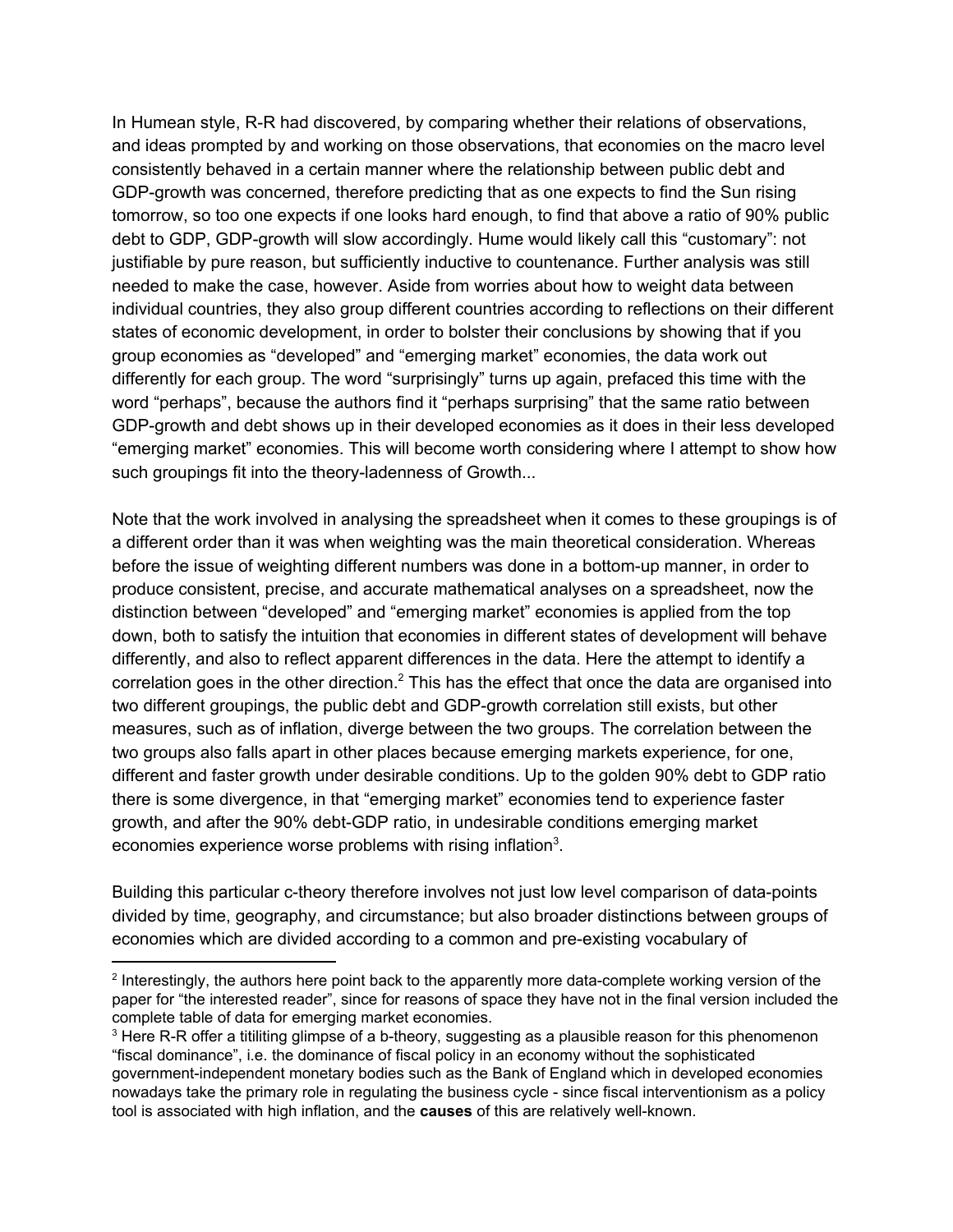In Humean style, R-R had discovered, by comparing whether their relations of observations, and ideas prompted by and working on those observations, that economies on the macro level consistently behaved in a certain manner where the relationship between public debt and GDP-growth was concerned, therefore predicting that as one expects to find the Sun rising tomorrow, so too one expects if one looks hard enough, to find that above a ratio of 90% public debt to GDP, GDP-growth will slow accordingly. Hume would likely call this "customary": not justifiable by pure reason, but sufficiently inductive to countenance. Further analysis was still needed to make the case, however. Aside from worries about how to weight data between individual countries, they also group different countries according to reflections on their different states of economic development, in order to bolster their conclusions by showing that if you group economies as "developed" and "emerging market" economies, the data work out differently for each group. The word "surprisingly" turns up again, prefaced this time with the word "perhaps", because the authors find it "perhaps surprising" that the same ratio between GDP-growth and debt shows up in their developed economies as it does in their less developed "emerging market" economies. This will become worth considering where I attempt to show how such groupings fit into the theory-ladenness of Growth...

Note that the work involved in analysing the spreadsheet when it comes to these groupings is of a different order than it was when weighting was the main theoretical consideration. Whereas before the issue of weighting different numbers was done in a bottom-up manner, in order to produce consistent, precise, and accurate mathematical analyses on a spreadsheet, now the distinction between "developed" and "emerging market" economies is applied from the top down, both to satisfy the intuition that economies in different states of development will behave differently, and also to reflect apparent differences in the data. Here the attempt to identify a correlation goes in the other direction.[2] This has the effect that once the data are organised into two different groupings, the public debt and GDP-growth correlation still exists, but other measures, such as of inflation, diverge between the two groups. The correlation between the two groups also falls apart in other places because emerging markets experience, for one, different and faster growth under desirable conditions. Up to the golden 90% debt to GDP ratio there is some divergence, in that "emerging market" economies tend to experience faster growth, and after the 90% debt-GDP ratio, in undesirable conditions emerging market economies experience worse problems with rising inflation[3].

Building this particular c-theory therefore involves not just low level comparison of data-points divided by time, geography, and circumstance; but also broader distinctions between groups of economies which are divided according to a common and pre-existing vocabulary of

---

[2] Interestingly, the authors here point back to the apparently more data-complete working version of the paper for "the interested reader", since for reasons of space they have not in the final version included the complete table of data for emerging market economies.

[3] Here R-R offer a titiliting glimpse of a b-theory, suggesting as a plausible reason for this phenomenon "fiscal dominance", i.e. the dominance of fiscal policy in an economy without the sophisticated government-independent monetary bodies such as the Bank of England which in developed economies nowadays take the primary role in regulating the business cycle - since fiscal interventionism as a policy tool is associated with high inflation, and the **causes** of this are relatively well-known.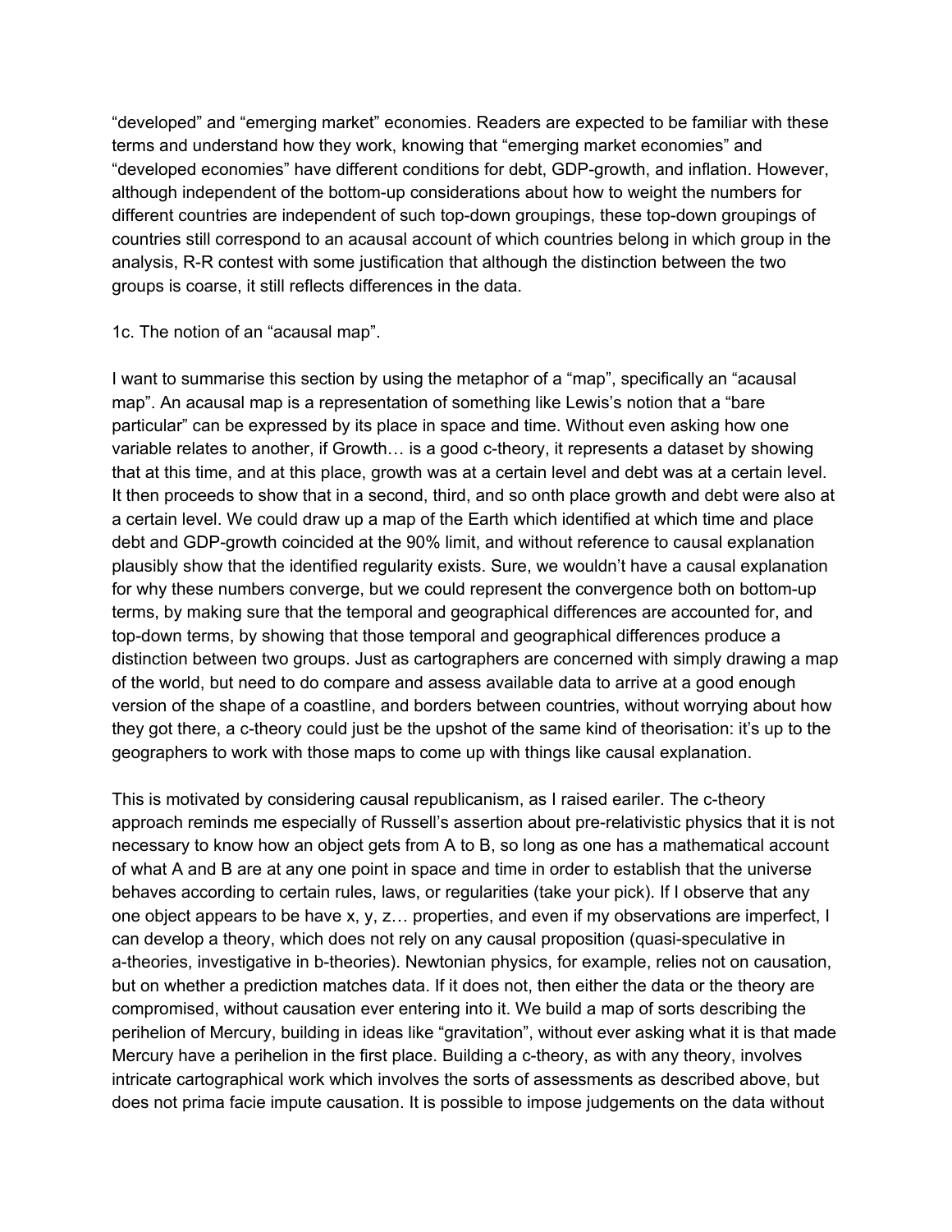"developed" and "emerging market" economies. Readers are expected to be familiar with these terms and understand how they work, knowing that "emerging market economies" and "developed economies" have different conditions for debt, GDP-growth, and inflation. However, although independent of the bottom-up considerations about how to weight the numbers for different countries are independent of such top-down groupings, these top-down groupings of countries still correspond to an acausal account of which countries belong in which group in the analysis, R-R contest with some justification that although the distinction between the two groups is coarse, it still reflects differences in the data.

1c. The notion of an "acausal map".

I want to summarise this section by using the metaphor of a "map", specifically an "acausal map". An acausal map is a representation of something like Lewis's notion that a "bare particular" can be expressed by its place in space and time. Without even asking how one variable relates to another, if Growth… is a good c-theory, it represents a dataset by showing that at this time, and at this place, growth was at a certain level and debt was at a certain level. It then proceeds to show that in a second, third, and so onth place growth and debt were also at a certain level. We could draw up a map of the Earth which identified at which time and place debt and GDP-growth coincided at the 90% limit, and without reference to causal explanation plausibly show that the identified regularity exists. Sure, we wouldn't have a causal explanation for why these numbers converge, but we could represent the convergence both on bottom-up terms, by making sure that the temporal and geographical differences are accounted for, and top-down terms, by showing that those temporal and geographical differences produce a distinction between two groups. Just as cartographers are concerned with simply drawing a map of the world, but need to do compare and assess available data to arrive at a good enough version of the shape of a coastline, and borders between countries, without worrying about how they got there, a c-theory could just be the upshot of the same kind of theorisation: it's up to the geographers to work with those maps to come up with things like causal explanation.

This is motivated by considering causal republicanism, as I raised eariler. The c-theory approach reminds me especially of Russell's assertion about pre-relativistic physics that it is not necessary to know how an object gets from A to B, so long as one has a mathematical account of what A and B are at any one point in space and time in order to establish that the universe behaves according to certain rules, laws, or regularities (take your pick). If I observe that any one object appears to be have x, y, z… properties, and even if my observations are imperfect, I can develop a theory, which does not rely on any causal proposition (quasi-speculative in a-theories, investigative in b-theories). Newtonian physics, for example, relies not on causation, but on whether a prediction matches data. If it does not, then either the data or the theory are compromised, without causation ever entering into it. We build a map of sorts describing the perihelion of Mercury, building in ideas like "gravitation", without ever asking what it is that made Mercury have a perihelion in the first place. Building a c-theory, as with any theory, involves intricate cartographical work which involves the sorts of assessments as described above, but does not prima facie impute causation. It is possible to impose judgements on the data without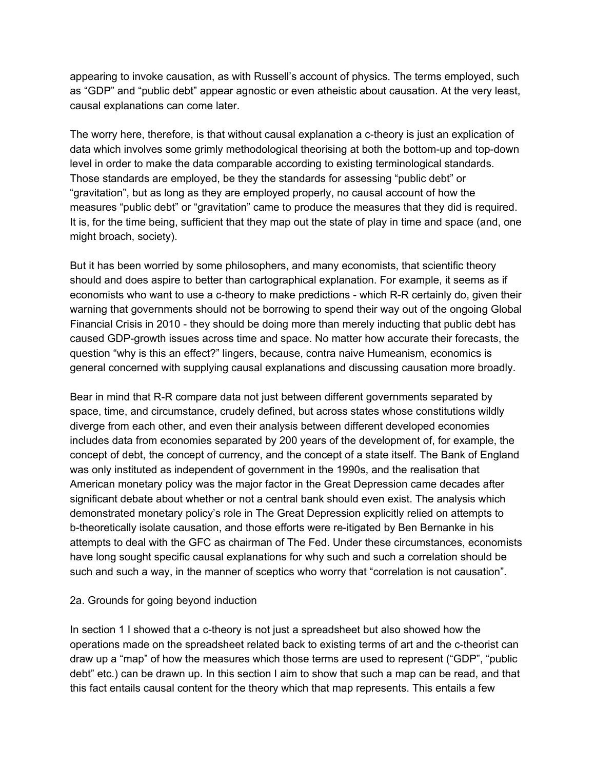appearing to invoke causation, as with Russell's account of physics. The terms employed, such as "GDP" and "public debt" appear agnostic or even atheistic about causation. At the very least, causal explanations can come later.

The worry here, therefore, is that without causal explanation a c-theory is just an explication of data which involves some grimly methodological theorising at both the bottom-up and top-down level in order to make the data comparable according to existing terminological standards. Those standards are employed, be they the standards for assessing "public debt" or "gravitation", but as long as they are employed properly, no causal account of how the measures "public debt" or "gravitation" came to produce the measures that they did is required. It is, for the time being, sufficient that they map out the state of play in time and space (and, one might broach, society).

But it has been worried by some philosophers, and many economists, that scientific theory should and does aspire to better than cartographical explanation. For example, it seems as if economists who want to use a c-theory to make predictions - which R-R certainly do, given their warning that governments should not be borrowing to spend their way out of the ongoing Global Financial Crisis in 2010 - they should be doing more than merely inducting that public debt has caused GDP-growth issues across time and space. No matter how accurate their forecasts, the question "why is this an effect?" lingers, because, contra naive Humeanism, economics is general concerned with supplying causal explanations and discussing causation more broadly.

Bear in mind that R-R compare data not just between different governments separated by space, time, and circumstance, crudely defined, but across states whose constitutions wildly diverge from each other, and even their analysis between different developed economies includes data from economies separated by 200 years of the development of, for example, the concept of debt, the concept of currency, and the concept of a state itself. The Bank of England was only instituted as independent of government in the 1990s, and the realisation that American monetary policy was the major factor in the Great Depression came decades after significant debate about whether or not a central bank should even exist. The analysis which demonstrated monetary policy's role in The Great Depression explicitly relied on attempts to b-theoretically isolate causation, and those efforts were re-itigated by Ben Bernanke in his attempts to deal with the GFC as chairman of The Fed. Under these circumstances, economists have long sought specific causal explanations for why such and such a correlation should be such and such a way, in the manner of sceptics who worry that "correlation is not causation".

## 2a. Grounds for going beyond induction

In section 1 I showed that a c-theory is not just a spreadsheet but also showed how the operations made on the spreadsheet related back to existing terms of art and the c-theorist can draw up a "map" of how the measures which those terms are used to represent ("GDP", "public debt" etc.) can be drawn up. In this section I aim to show that such a map can be read, and that this fact entails causal content for the theory which that map represents. This entails a few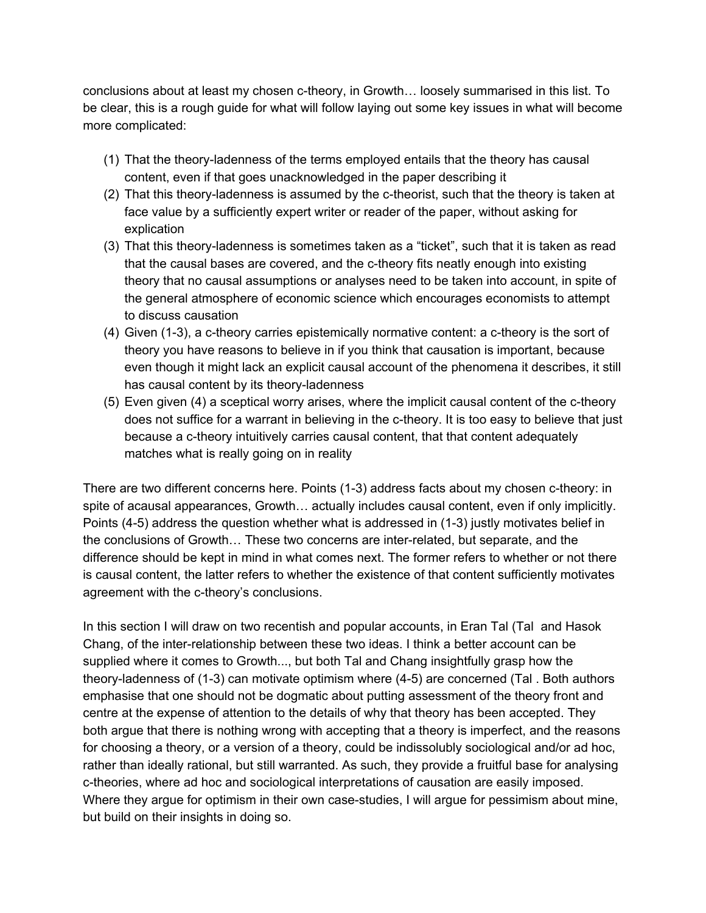conclusions about at least my chosen c-theory, in Growth… loosely summarised in this list. To be clear, this is a rough guide for what will follow laying out some key issues in what will become more complicated:

(1) That the theory-ladenness of the terms employed entails that the theory has causal content, even if that goes unacknowledged in the paper describing it
(2) That this theory-ladenness is assumed by the c-theorist, such that the theory is taken at face value by a sufficiently expert writer or reader of the paper, without asking for explication
(3) That this theory-ladenness is sometimes taken as a "ticket", such that it is taken as read that the causal bases are covered, and the c-theory fits neatly enough into existing theory that no causal assumptions or analyses need to be taken into account, in spite of the general atmosphere of economic science which encourages economists to attempt to discuss causation
(4) Given (1-3), a c-theory carries epistemically normative content: a c-theory is the sort of theory you have reasons to believe in if you think that causation is important, because even though it might lack an explicit causal account of the phenomena it describes, it still has causal content by its theory-ladenness
(5) Even given (4) a sceptical worry arises, where the implicit causal content of the c-theory does not suffice for a warrant in believing in the c-theory. It is too easy to believe that just because a c-theory intuitively carries causal content, that that content adequately matches what is really going on in reality

There are two different concerns here. Points (1-3) address facts about my chosen c-theory: in spite of acausal appearances, Growth… actually includes causal content, even if only implicitly. Points (4-5) address the question whether what is addressed in (1-3) justly motivates belief in the conclusions of Growth… These two concerns are inter-related, but separate, and the difference should be kept in mind in what comes next. The former refers to whether or not there is causal content, the latter refers to whether the existence of that content sufficiently motivates agreement with the c-theory's conclusions.

In this section I will draw on two recentish and popular accounts, in Eran Tal (Tal  and Hasok Chang, of the inter-relationship between these two ideas. I think a better account can be supplied where it comes to Growth..., but both Tal and Chang insightfully grasp how the theory-ladenness of (1-3) can motivate optimism where (4-5) are concerned (Tal . Both authors emphasise that one should not be dogmatic about putting assessment of the theory front and centre at the expense of attention to the details of why that theory has been accepted. They both argue that there is nothing wrong with accepting that a theory is imperfect, and the reasons for choosing a theory, or a version of a theory, could be indissolubly sociological and/or ad hoc, rather than ideally rational, but still warranted. As such, they provide a fruitful base for analysing c-theories, where ad hoc and sociological interpretations of causation are easily imposed. Where they argue for optimism in their own case-studies, I will argue for pessimism about mine, but build on their insights in doing so.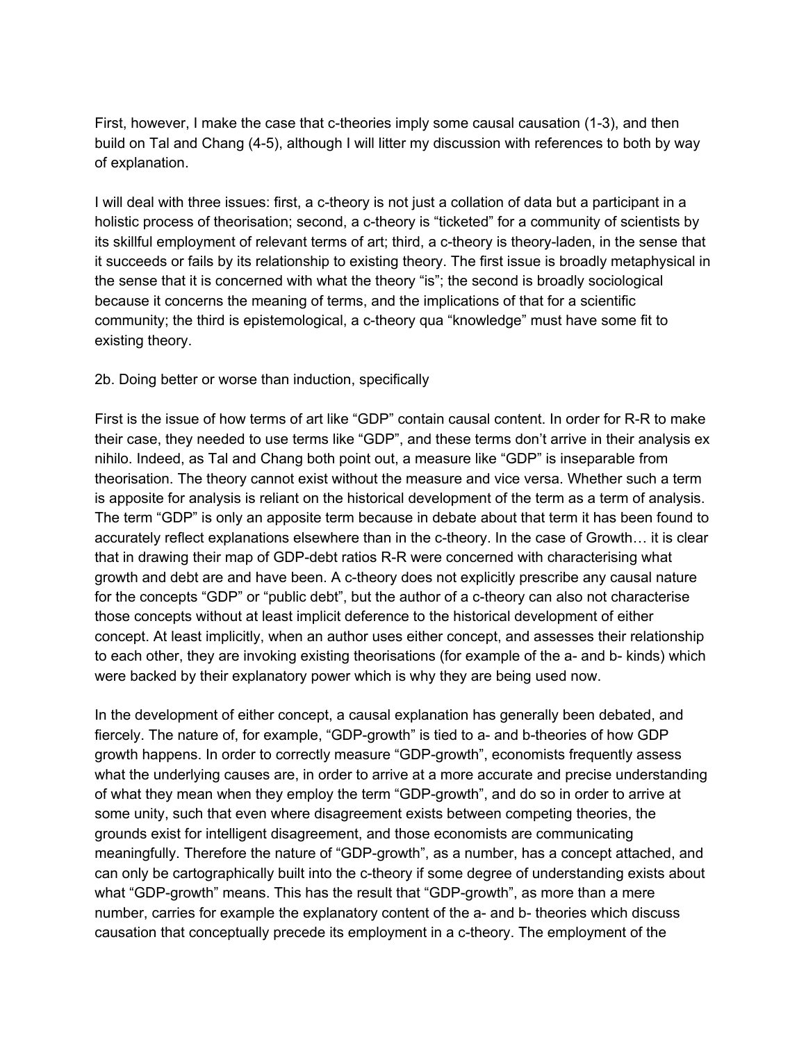First, however, I make the case that c-theories imply some causal causation (1-3), and then build on Tal and Chang (4-5), although I will litter my discussion with references to both by way of explanation.

I will deal with three issues: first, a c-theory is not just a collation of data but a participant in a holistic process of theorisation; second, a c-theory is "ticketed" for a community of scientists by its skillful employment of relevant terms of art; third, a c-theory is theory-laden, in the sense that it succeeds or fails by its relationship to existing theory. The first issue is broadly metaphysical in the sense that it is concerned with what the theory "is"; the second is broadly sociological because it concerns the meaning of terms, and the implications of that for a scientific community; the third is epistemological, a c-theory qua "knowledge" must have some fit to existing theory.

## 2b. Doing better or worse than induction, specifically

First is the issue of how terms of art like "GDP" contain causal content. In order for R-R to make their case, they needed to use terms like "GDP", and these terms don't arrive in their analysis ex nihilo. Indeed, as Tal and Chang both point out, a measure like "GDP" is inseparable from theorisation. The theory cannot exist without the measure and vice versa. Whether such a term is apposite for analysis is reliant on the historical development of the term as a term of analysis. The term "GDP" is only an apposite term because in debate about that term it has been found to accurately reflect explanations elsewhere than in the c-theory. In the case of Growth… it is clear that in drawing their map of GDP-debt ratios R-R were concerned with characterising what growth and debt are and have been. A c-theory does not explicitly prescribe any causal nature for the concepts "GDP" or "public debt", but the author of a c-theory can also not characterise those concepts without at least implicit deference to the historical development of either concept. At least implicitly, when an author uses either concept, and assesses their relationship to each other, they are invoking existing theorisations (for example of the a- and b- kinds) which were backed by their explanatory power which is why they are being used now.

In the development of either concept, a causal explanation has generally been debated, and fiercely. The nature of, for example, "GDP-growth" is tied to a- and b-theories of how GDP growth happens. In order to correctly measure "GDP-growth", economists frequently assess what the underlying causes are, in order to arrive at a more accurate and precise understanding of what they mean when they employ the term "GDP-growth", and do so in order to arrive at some unity, such that even where disagreement exists between competing theories, the grounds exist for intelligent disagreement, and those economists are communicating meaningfully. Therefore the nature of "GDP-growth", as a number, has a concept attached, and can only be cartographically built into the c-theory if some degree of understanding exists about what "GDP-growth" means. This has the result that "GDP-growth", as more than a mere number, carries for example the explanatory content of the a- and b- theories which discuss causation that conceptually precede its employment in a c-theory. The employment of the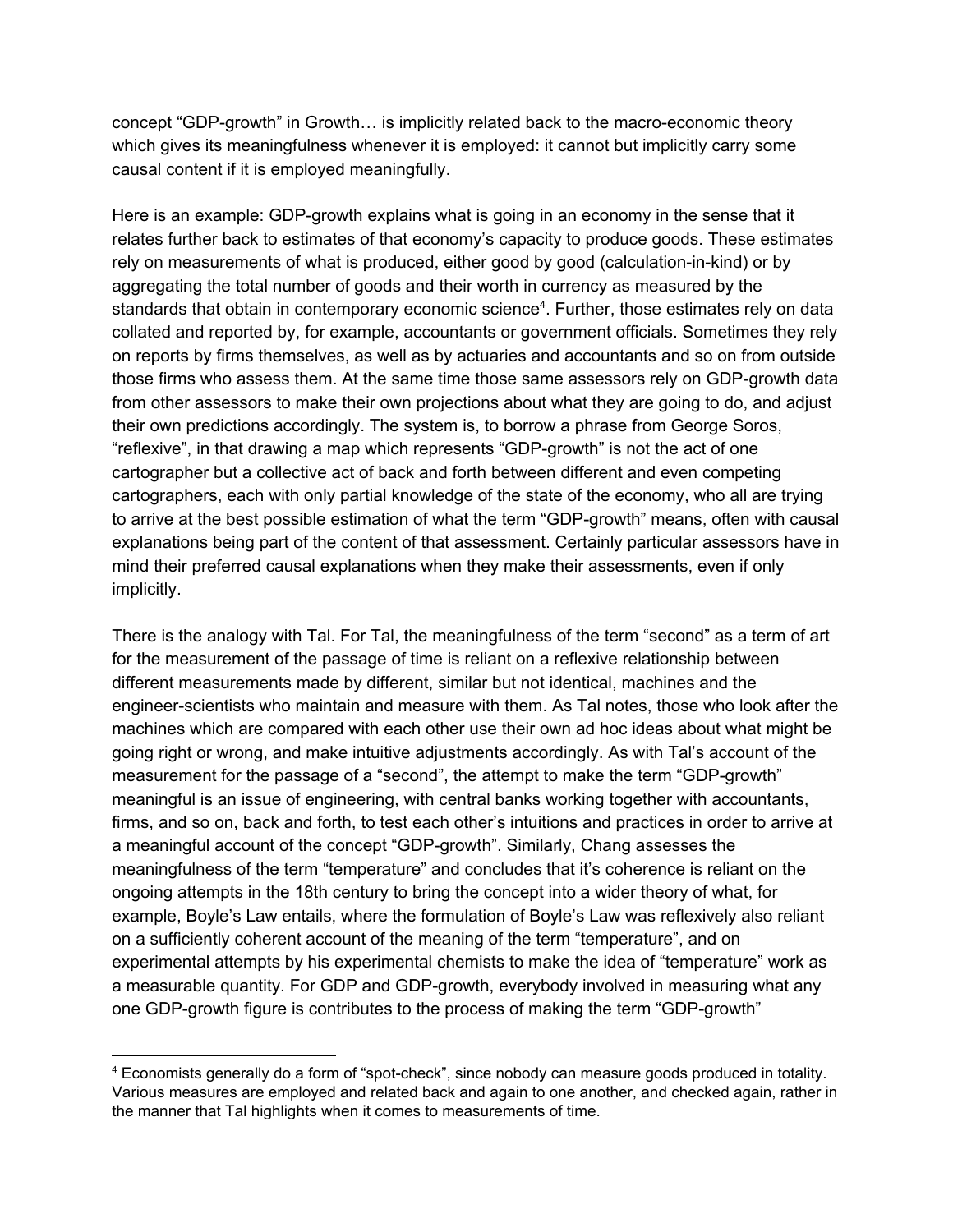concept "GDP-growth" in Growth… is implicitly related back to the macro-economic theory which gives its meaningfulness whenever it is employed: it cannot but implicitly carry some causal content if it is employed meaningfully.

Here is an example: GDP-growth explains what is going in an economy in the sense that it relates further back to estimates of that economy's capacity to produce goods. These estimates rely on measurements of what is produced, either good by good (calculation-in-kind) or by aggregating the total number of goods and their worth in currency as measured by the standards that obtain in contemporary economic science[4]. Further, those estimates rely on data collated and reported by, for example, accountants or government officials. Sometimes they rely on reports by firms themselves, as well as by actuaries and accountants and so on from outside those firms who assess them. At the same time those same assessors rely on GDP-growth data from other assessors to make their own projections about what they are going to do, and adjust their own predictions accordingly. The system is, to borrow a phrase from George Soros, "reflexive", in that drawing a map which represents "GDP-growth" is not the act of one cartographer but a collective act of back and forth between different and even competing cartographers, each with only partial knowledge of the state of the economy, who all are trying to arrive at the best possible estimation of what the term "GDP-growth" means, often with causal explanations being part of the content of that assessment. Certainly particular assessors have in mind their preferred causal explanations when they make their assessments, even if only implicitly.

There is the analogy with Tal. For Tal, the meaningfulness of the term "second" as a term of art for the measurement of the passage of time is reliant on a reflexive relationship between different measurements made by different, similar but not identical, machines and the engineer-scientists who maintain and measure with them. As Tal notes, those who look after the machines which are compared with each other use their own ad hoc ideas about what might be going right or wrong, and make intuitive adjustments accordingly. As with Tal's account of the measurement for the passage of a "second", the attempt to make the term "GDP-growth" meaningful is an issue of engineering, with central banks working together with accountants, firms, and so on, back and forth, to test each other's intuitions and practices in order to arrive at a meaningful account of the concept "GDP-growth". Similarly, Chang assesses the meaningfulness of the term "temperature" and concludes that it's coherence is reliant on the ongoing attempts in the 18th century to bring the concept into a wider theory of what, for example, Boyle's Law entails, where the formulation of Boyle's Law was reflexively also reliant on a sufficiently coherent account of the meaning of the term "temperature", and on experimental attempts by his experimental chemists to make the idea of "temperature" work as a measurable quantity. For GDP and GDP-growth, everybody involved in measuring what any one GDP-growth figure is contributes to the process of making the term "GDP-growth"

[4] Economists generally do a form of "spot-check", since nobody can measure goods produced in totality. Various measures are employed and related back and again to one another, and checked again, rather in the manner that Tal highlights when it comes to measurements of time.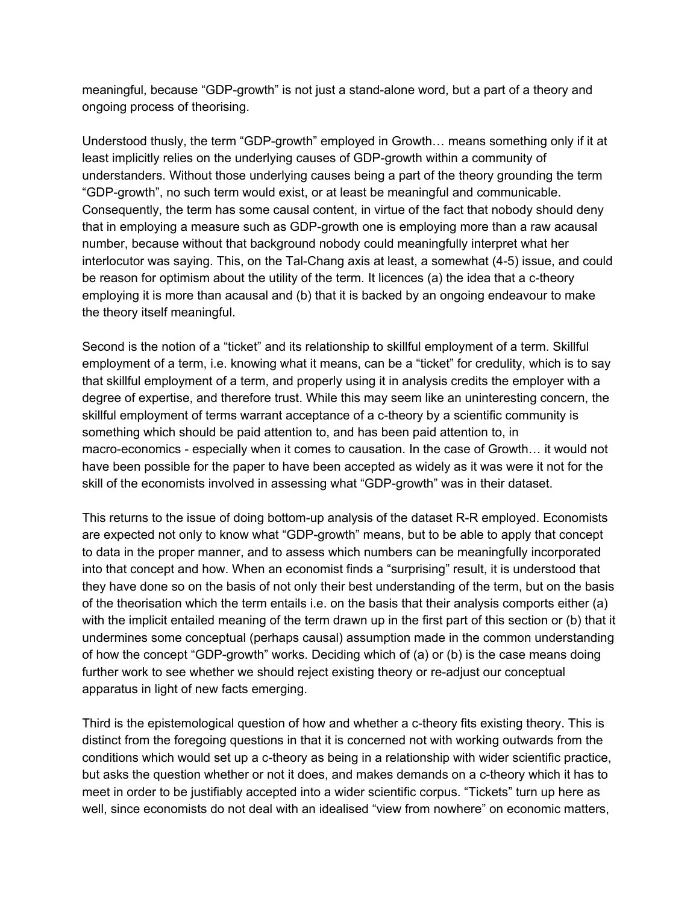meaningful, because "GDP-growth" is not just a stand-alone word, but a part of a theory and ongoing process of theorising.

Understood thusly, the term "GDP-growth" employed in Growth… means something only if it at least implicitly relies on the underlying causes of GDP-growth within a community of understanders. Without those underlying causes being a part of the theory grounding the term "GDP-growth", no such term would exist, or at least be meaningful and communicable. Consequently, the term has some causal content, in virtue of the fact that nobody should deny that in employing a measure such as GDP-growth one is employing more than a raw acausal number, because without that background nobody could meaningfully interpret what her interlocutor was saying. This, on the Tal-Chang axis at least, a somewhat (4-5) issue, and could be reason for optimism about the utility of the term. It licences (a) the idea that a c-theory employing it is more than acausal and (b) that it is backed by an ongoing endeavour to make the theory itself meaningful.

Second is the notion of a "ticket" and its relationship to skillful employment of a term. Skillful employment of a term, i.e. knowing what it means, can be a "ticket" for credulity, which is to say that skillful employment of a term, and properly using it in analysis credits the employer with a degree of expertise, and therefore trust. While this may seem like an uninteresting concern, the skillful employment of terms warrant acceptance of a c-theory by a scientific community is something which should be paid attention to, and has been paid attention to, in macro-economics - especially when it comes to causation. In the case of Growth… it would not have been possible for the paper to have been accepted as widely as it was were it not for the skill of the economists involved in assessing what "GDP-growth" was in their dataset.

This returns to the issue of doing bottom-up analysis of the dataset R-R employed. Economists are expected not only to know what "GDP-growth" means, but to be able to apply that concept to data in the proper manner, and to assess which numbers can be meaningfully incorporated into that concept and how. When an economist finds a "surprising" result, it is understood that they have done so on the basis of not only their best understanding of the term, but on the basis of the theorisation which the term entails i.e. on the basis that their analysis comports either (a) with the implicit entailed meaning of the term drawn up in the first part of this section or (b) that it undermines some conceptual (perhaps causal) assumption made in the common understanding of how the concept "GDP-growth" works. Deciding which of (a) or (b) is the case means doing further work to see whether we should reject existing theory or re-adjust our conceptual apparatus in light of new facts emerging.

Third is the epistemological question of how and whether a c-theory fits existing theory. This is distinct from the foregoing questions in that it is concerned not with working outwards from the conditions which would set up a c-theory as being in a relationship with wider scientific practice, but asks the question whether or not it does, and makes demands on a c-theory which it has to meet in order to be justifiably accepted into a wider scientific corpus. "Tickets" turn up here as well, since economists do not deal with an idealised "view from nowhere" on economic matters,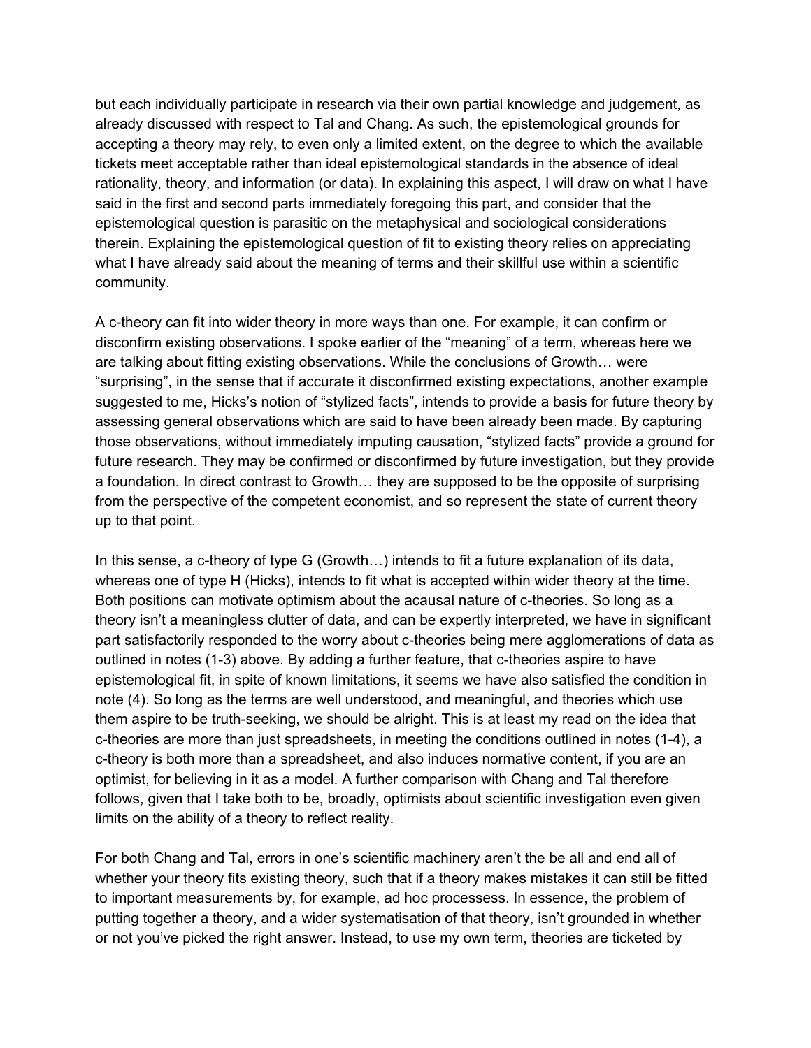but each individually participate in research via their own partial knowledge and judgement, as already discussed with respect to Tal and Chang. As such, the epistemological grounds for accepting a theory may rely, to even only a limited extent, on the degree to which the available tickets meet acceptable rather than ideal epistemological standards in the absence of ideal rationality, theory, and information (or data). In explaining this aspect, I will draw on what I have said in the first and second parts immediately foregoing this part, and consider that the epistemological question is parasitic on the metaphysical and sociological considerations therein. Explaining the epistemological question of fit to existing theory relies on appreciating what I have already said about the meaning of terms and their skillful use within a scientific community.

A c-theory can fit into wider theory in more ways than one. For example, it can confirm or disconfirm existing observations. I spoke earlier of the "meaning" of a term, whereas here we are talking about fitting existing observations. While the conclusions of Growth… were "surprising", in the sense that if accurate it disconfirmed existing expectations, another example suggested to me, Hicks's notion of "stylized facts", intends to provide a basis for future theory by assessing general observations which are said to have been already been made. By capturing those observations, without immediately imputing causation, "stylized facts" provide a ground for future research. They may be confirmed or disconfirmed by future investigation, but they provide a foundation. In direct contrast to Growth… they are supposed to be the opposite of surprising from the perspective of the competent economist, and so represent the state of current theory up to that point.

In this sense, a c-theory of type G (Growth…) intends to fit a future explanation of its data, whereas one of type H (Hicks), intends to fit what is accepted within wider theory at the time. Both positions can motivate optimism about the acausal nature of c-theories. So long as a theory isn't a meaningless clutter of data, and can be expertly interpreted, we have in significant part satisfactorily responded to the worry about c-theories being mere agglomerations of data as outlined in notes (1-3) above. By adding a further feature, that c-theories aspire to have epistemological fit, in spite of known limitations, it seems we have also satisfied the condition in note (4). So long as the terms are well understood, and meaningful, and theories which use them aspire to be truth-seeking, we should be alright. This is at least my read on the idea that c-theories are more than just spreadsheets, in meeting the conditions outlined in notes (1-4), a c-theory is both more than a spreadsheet, and also induces normative content, if you are an optimist, for believing in it as a model. A further comparison with Chang and Tal therefore follows, given that I take both to be, broadly, optimists about scientific investigation even given limits on the ability of a theory to reflect reality.

For both Chang and Tal, errors in one's scientific machinery aren't the be all and end all of whether your theory fits existing theory, such that if a theory makes mistakes it can still be fitted to important measurements by, for example, ad hoc processess. In essence, the problem of putting together a theory, and a wider systematisation of that theory, isn't grounded in whether or not you've picked the right answer. Instead, to use my own term, theories are ticketed by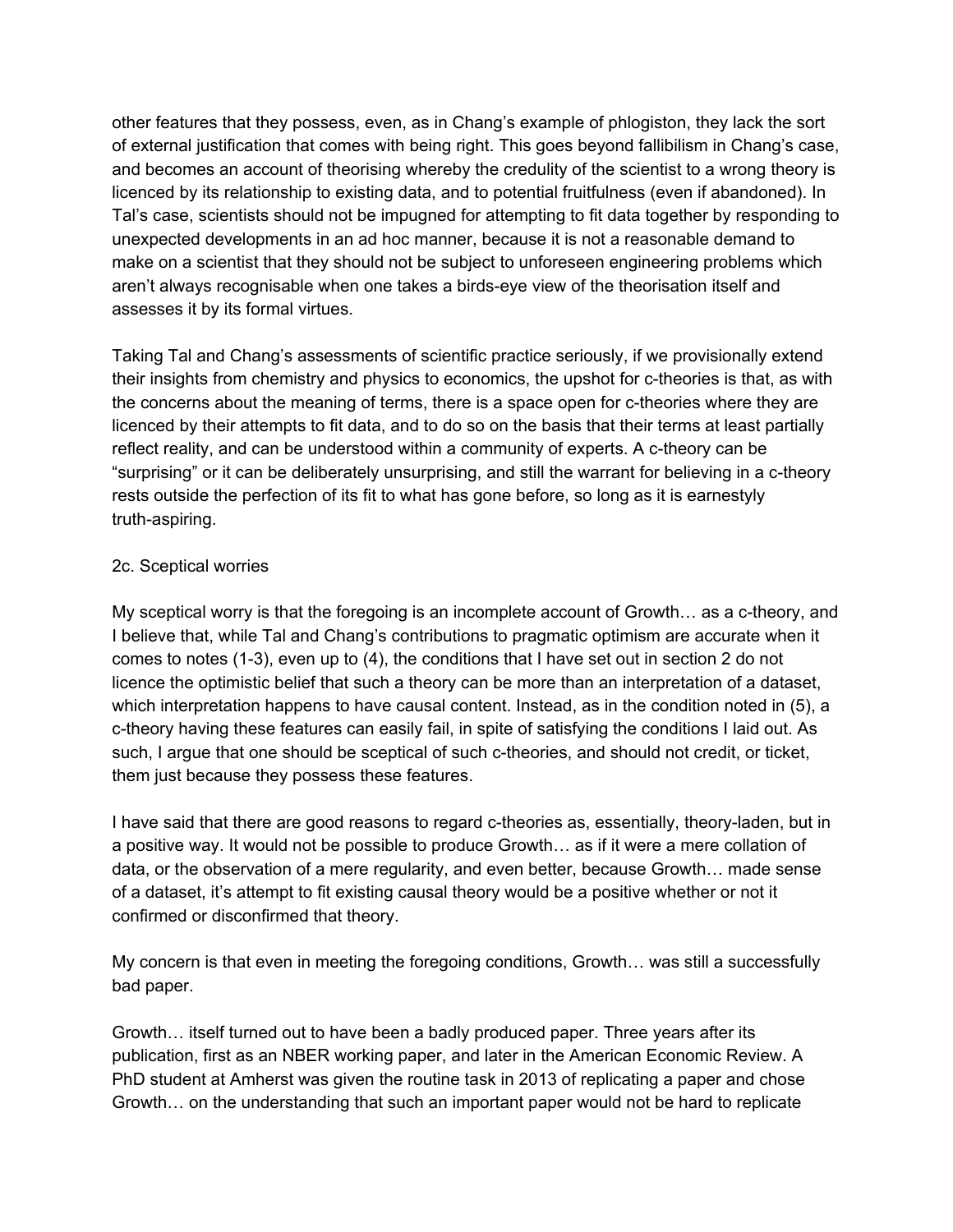other features that they possess, even, as in Chang's example of phlogiston, they lack the sort of external justification that comes with being right. This goes beyond fallibilism in Chang's case, and becomes an account of theorising whereby the credulity of the scientist to a wrong theory is licenced by its relationship to existing data, and to potential fruitfulness (even if abandoned). In Tal's case, scientists should not be impugned for attempting to fit data together by responding to unexpected developments in an ad hoc manner, because it is not a reasonable demand to make on a scientist that they should not be subject to unforeseen engineering problems which aren't always recognisable when one takes a birds-eye view of the theorisation itself and assesses it by its formal virtues.

Taking Tal and Chang's assessments of scientific practice seriously, if we provisionally extend their insights from chemistry and physics to economics, the upshot for c-theories is that, as with the concerns about the meaning of terms, there is a space open for c-theories where they are licenced by their attempts to fit data, and to do so on the basis that their terms at least partially reflect reality, and can be understood within a community of experts. A c-theory can be "surprising" or it can be deliberately unsurprising, and still the warrant for believing in a c-theory rests outside the perfection of its fit to what has gone before, so long as it is earnestyly truth-aspiring.

### 2c. Sceptical worries

My sceptical worry is that the foregoing is an incomplete account of Growth… as a c-theory, and I believe that, while Tal and Chang's contributions to pragmatic optimism are accurate when it comes to notes (1-3), even up to (4), the conditions that I have set out in section 2 do not licence the optimistic belief that such a theory can be more than an interpretation of a dataset, which interpretation happens to have causal content. Instead, as in the condition noted in (5), a c-theory having these features can easily fail, in spite of satisfying the conditions I laid out. As such, I argue that one should be sceptical of such c-theories, and should not credit, or ticket, them just because they possess these features.

I have said that there are good reasons to regard c-theories as, essentially, theory-laden, but in a positive way. It would not be possible to produce Growth… as if it were a mere collation of data, or the observation of a mere regularity, and even better, because Growth… made sense of a dataset, it's attempt to fit existing causal theory would be a positive whether or not it confirmed or disconfirmed that theory.

My concern is that even in meeting the foregoing conditions, Growth… was still a successfully bad paper.

Growth… itself turned out to have been a badly produced paper. Three years after its publication, first as an NBER working paper, and later in the American Economic Review. A PhD student at Amherst was given the routine task in 2013 of replicating a paper and chose Growth… on the understanding that such an important paper would not be hard to replicate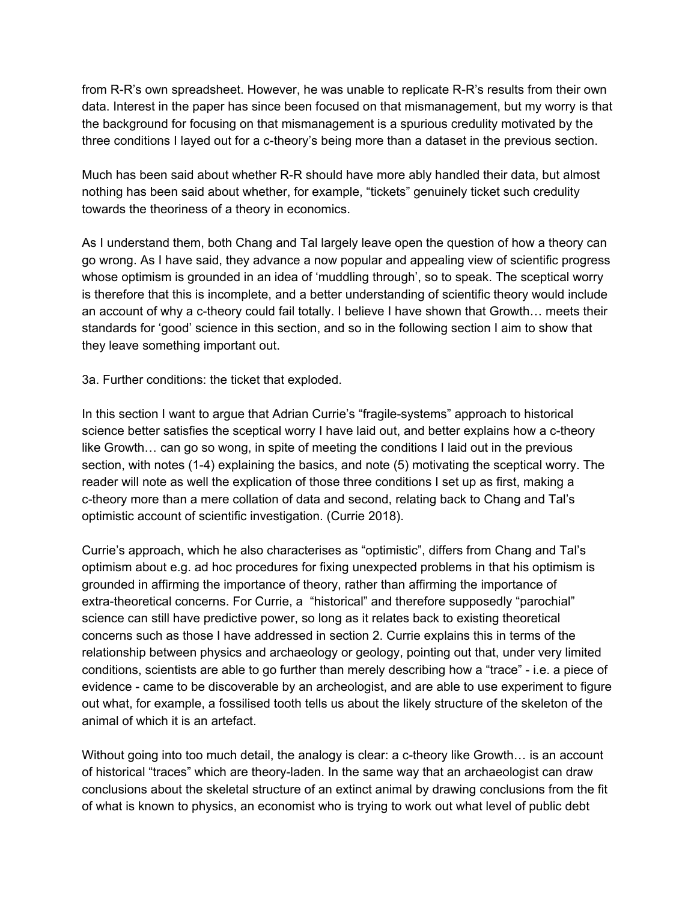from R-R's own spreadsheet. However, he was unable to replicate R-R's results from their own data. Interest in the paper has since been focused on that mismanagement, but my worry is that the background for focusing on that mismanagement is a spurious credulity motivated by the three conditions I layed out for a c-theory's being more than a dataset in the previous section.

Much has been said about whether R-R should have more ably handled their data, but almost nothing has been said about whether, for example, "tickets" genuinely ticket such credulity towards the theoriness of a theory in economics.

As I understand them, both Chang and Tal largely leave open the question of how a theory can go wrong. As I have said, they advance a now popular and appealing view of scientific progress whose optimism is grounded in an idea of 'muddling through', so to speak. The sceptical worry is therefore that this is incomplete, and a better understanding of scientific theory would include an account of why a c-theory could fail totally. I believe I have shown that Growth… meets their standards for 'good' science in this section, and so in the following section I aim to show that they leave something important out.

3a. Further conditions: the ticket that exploded.

In this section I want to argue that Adrian Currie's "fragile-systems" approach to historical science better satisfies the sceptical worry I have laid out, and better explains how a c-theory like Growth… can go so wong, in spite of meeting the conditions I laid out in the previous section, with notes (1-4) explaining the basics, and note (5) motivating the sceptical worry. The reader will note as well the explication of those three conditions I set up as first, making a c-theory more than a mere collation of data and second, relating back to Chang and Tal's optimistic account of scientific investigation. (Currie 2018).

Currie's approach, which he also characterises as "optimistic", differs from Chang and Tal's optimism about e.g. ad hoc procedures for fixing unexpected problems in that his optimism is grounded in affirming the importance of theory, rather than affirming the importance of extra-theoretical concerns. For Currie, a "historical" and therefore supposedly "parochial" science can still have predictive power, so long as it relates back to existing theoretical concerns such as those I have addressed in section 2. Currie explains this in terms of the relationship between physics and archaeology or geology, pointing out that, under very limited conditions, scientists are able to go further than merely describing how a "trace" - i.e. a piece of evidence - came to be discoverable by an archeologist, and are able to use experiment to figure out what, for example, a fossilised tooth tells us about the likely structure of the skeleton of the animal of which it is an artefact.

Without going into too much detail, the analogy is clear: a c-theory like Growth… is an account of historical "traces" which are theory-laden. In the same way that an archaeologist can draw conclusions about the skeletal structure of an extinct animal by drawing conclusions from the fit of what is known to physics, an economist who is trying to work out what level of public debt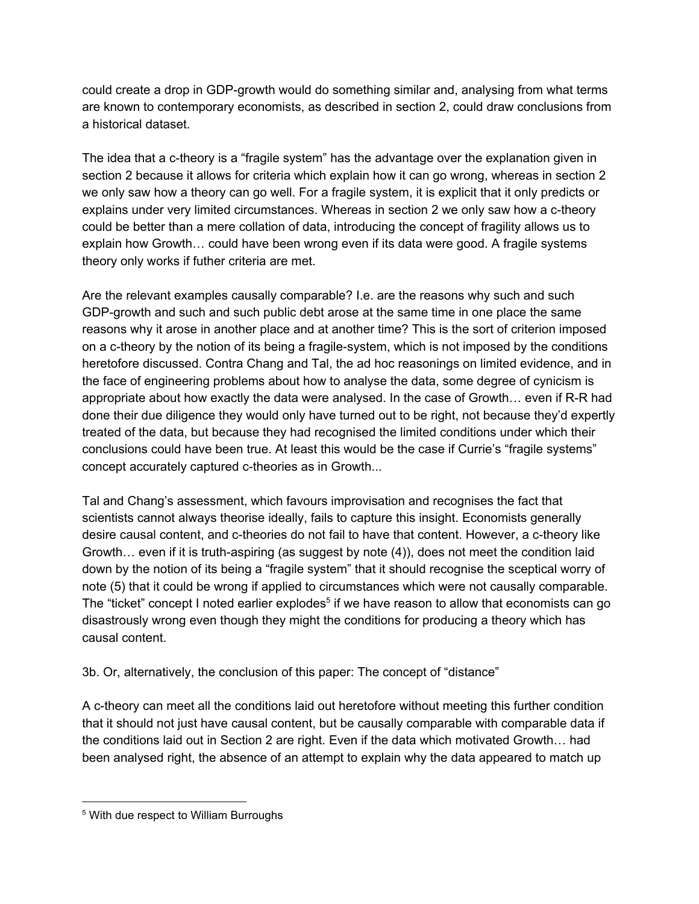could create a drop in GDP-growth would do something similar and, analysing from what terms are known to contemporary economists, as described in section 2, could draw conclusions from a historical dataset.

The idea that a c-theory is a "fragile system" has the advantage over the explanation given in section 2 because it allows for criteria which explain how it can go wrong, whereas in section 2 we only saw how a theory can go well. For a fragile system, it is explicit that it only predicts or explains under very limited circumstances. Whereas in section 2 we only saw how a c-theory could be better than a mere collation of data, introducing the concept of fragility allows us to explain how Growth… could have been wrong even if its data were good. A fragile systems theory only works if futher criteria are met.

Are the relevant examples causally comparable? I.e. are the reasons why such and such GDP-growth and such and such public debt arose at the same time in one place the same reasons why it arose in another place and at another time? This is the sort of criterion imposed on a c-theory by the notion of its being a fragile-system, which is not imposed by the conditions heretofore discussed. Contra Chang and Tal, the ad hoc reasonings on limited evidence, and in the face of engineering problems about how to analyse the data, some degree of cynicism is appropriate about how exactly the data were analysed. In the case of Growth… even if R-R had done their due diligence they would only have turned out to be right, not because they'd expertly treated of the data, but because they had recognised the limited conditions under which their conclusions could have been true. At least this would be the case if Currie's "fragile systems" concept accurately captured c-theories as in Growth...

Tal and Chang's assessment, which favours improvisation and recognises the fact that scientists cannot always theorise ideally, fails to capture this insight. Economists generally desire causal content, and c-theories do not fail to have that content. However, a c-theory like Growth… even if it is truth-aspiring (as suggest by note (4)), does not meet the condition laid down by the notion of its being a "fragile system" that it should recognise the sceptical worry of note (5) that it could be wrong if applied to circumstances which were not causally comparable. The "ticket" concept I noted earlier explodes[5] if we have reason to allow that economists can go disastrously wrong even though they might the conditions for producing a theory which has causal content.

3b. Or, alternatively, the conclusion of this paper: The concept of "distance"

A c-theory can meet all the conditions laid out heretofore without meeting this further condition that it should not just have causal content, but be causally comparable with comparable data if the conditions laid out in Section 2 are right. Even if the data which motivated Growth… had been analysed right, the absence of an attempt to explain why the data appeared to match up

[5] With due respect to William Burroughs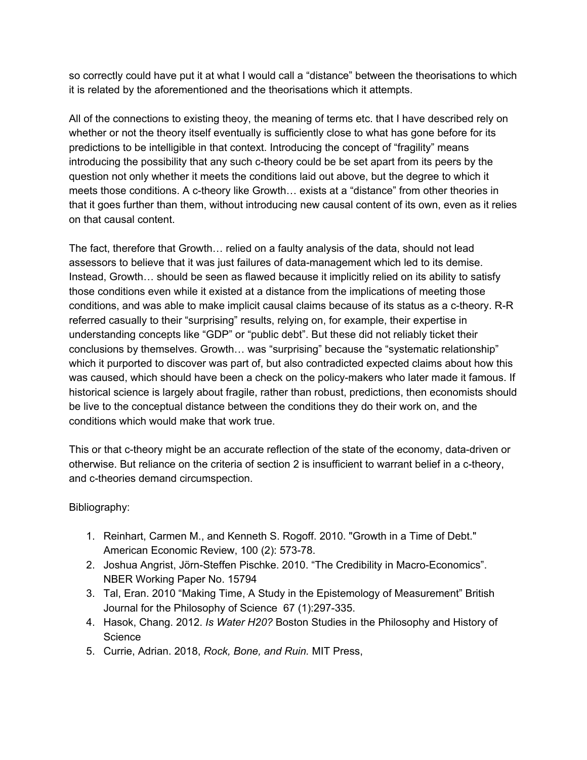so correctly could have put it at what I would call a "distance" between the theorisations to which it is related by the aforementioned and the theorisations which it attempts.

All of the connections to existing theoy, the meaning of terms etc. that I have described rely on whether or not the theory itself eventually is sufficiently close to what has gone before for its predictions to be intelligible in that context. Introducing the concept of "fragility" means introducing the possibility that any such c-theory could be be set apart from its peers by the question not only whether it meets the conditions laid out above, but the degree to which it meets those conditions. A c-theory like Growth… exists at a "distance" from other theories in that it goes further than them, without introducing new causal content of its own, even as it relies on that causal content.

The fact, therefore that Growth… relied on a faulty analysis of the data, should not lead assessors to believe that it was just failures of data-management which led to its demise. Instead, Growth… should be seen as flawed because it implicitly relied on its ability to satisfy those conditions even while it existed at a distance from the implications of meeting those conditions, and was able to make implicit causal claims because of its status as a c-theory. R-R referred casually to their "surprising" results, relying on, for example, their expertise in understanding concepts like "GDP" or "public debt". But these did not reliably ticket their conclusions by themselves. Growth… was "surprising" because the "systematic relationship" which it purported to discover was part of, but also contradicted expected claims about how this was caused, which should have been a check on the policy-makers who later made it famous. If historical science is largely about fragile, rather than robust, predictions, then economists should be live to the conceptual distance between the conditions they do their work on, and the conditions which would make that work true.

This or that c-theory might be an accurate reflection of the state of the economy, data-driven or otherwise. But reliance on the criteria of section 2 is insufficient to warrant belief in a c-theory, and c-theories demand circumspection.

Bibliography:

1. Reinhart, Carmen M., and Kenneth S. Rogoff. 2010. "Growth in a Time of Debt." American Economic Review, 100 (2): 573-78.
2. Joshua Angrist, Jörn-Steffen Pischke. 2010. "The Credibility in Macro-Economics". NBER Working Paper No. 15794
3. Tal, Eran. 2010 "Making Time, A Study in the Epistemology of Measurement" British Journal for the Philosophy of Science 67 (1):297-335.
4. Hasok, Chang. 2012. *Is Water H20?* Boston Studies in the Philosophy and History of Science
5. Currie, Adrian. 2018, *Rock, Bone, and Ruin.* MIT Press,